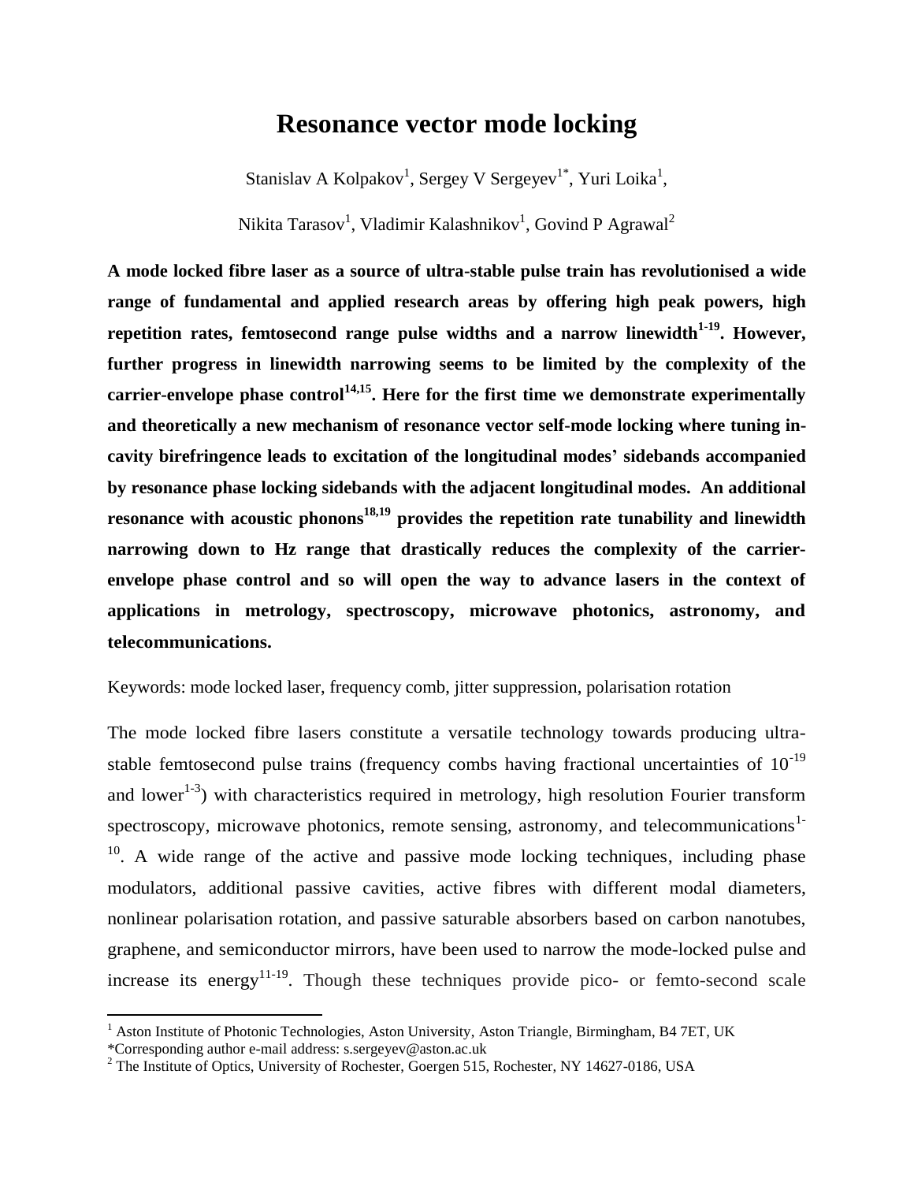# Resonance vector mode locking

Stanislav A Kolpakov[1], Sergey V Sergeyev[1*], Yuri Loika[1],

Nikita Tarasov[1], Vladimir Kalashnikov[1], Govind P Agrawal[2]

**A mode locked fibre laser as a source of ultra-stable pulse train has revolutionised a wide range of fundamental and applied research areas by offering high peak powers, high repetition rates, femtosecond range pulse widths and a narrow linewidth[1-19]. However, further progress in linewidth narrowing seems to be limited by the complexity of the carrier-envelope phase control[14,15]. Here for the first time we demonstrate experimentally and theoretically a new mechanism of resonance vector self-mode locking where tuning in-cavity birefringence leads to excitation of the longitudinal modes' sidebands accompanied by resonance phase locking sidebands with the adjacent longitudinal modes. An additional resonance with acoustic phonons[18,19] provides the repetition rate tunability and linewidth narrowing down to Hz range that drastically reduces the complexity of the carrier-envelope phase control and so will open the way to advance lasers in the context of applications in metrology, spectroscopy, microwave photonics, astronomy, and telecommunications.**

Keywords: mode locked laser, frequency comb, jitter suppression, polarisation rotation

The mode locked fibre lasers constitute a versatile technology towards producing ultra-stable femtosecond pulse trains (frequency combs having fractional uncertainties of $10^{-19}$ and lower[1-3]) with characteristics required in metrology, high resolution Fourier transform spectroscopy, microwave photonics, remote sensing, astronomy, and telecommunications[1-10]. A wide range of the active and passive mode locking techniques, including phase modulators, additional passive cavities, active fibres with different modal diameters, nonlinear polarisation rotation, and passive saturable absorbers based on carbon nanotubes, graphene, and semiconductor mirrors, have been used to narrow the mode-locked pulse and increase its energy[11-19]. Though these techniques provide pico- or femto-second scale

---

[1] Aston Institute of Photonic Technologies, Aston University, Aston Triangle, Birmingham, B4 7ET, UK
*Corresponding author e-mail address: s.sergeyev@aston.ac.uk
[2] The Institute of Optics, University of Rochester, Goergen 515, Rochester, NY 14627-0186, USA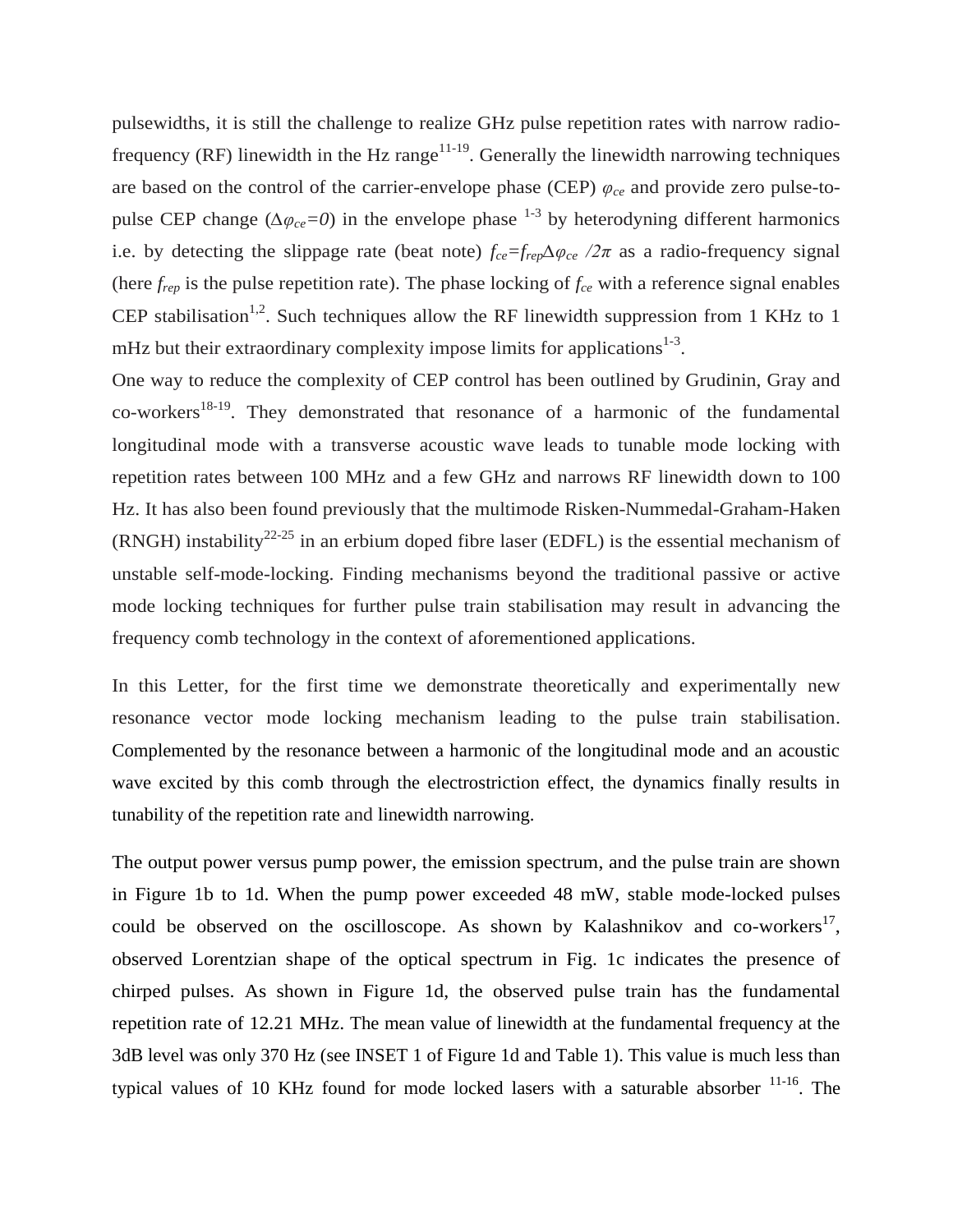pulsewidths, it is still the challenge to realize GHz pulse repetition rates with narrow radio-frequency (RF) linewidth in the Hz range[11-19]. Generally the linewidth narrowing techniques are based on the control of the carrier-envelope phase (CEP) $\varphi_{ce}$ and provide zero pulse-to-pulse CEP change ($\Delta\varphi_{ce}=0$) in the envelope phase [1-3] by heterodyning different harmonics i.e. by detecting the slippage rate (beat note) $f_{ce}=f_{rep}\Delta\varphi_{ce}/2\pi$ as a radio-frequency signal (here $f_{rep}$ is the pulse repetition rate). The phase locking of $f_{ce}$ with a reference signal enables CEP stabilisation[1,2]. Such techniques allow the RF linewidth suppression from 1 KHz to 1 mHz but their extraordinary complexity impose limits for applications[1-3].

One way to reduce the complexity of CEP control has been outlined by Grudinin, Gray and co-workers[18-19]. They demonstrated that resonance of a harmonic of the fundamental longitudinal mode with a transverse acoustic wave leads to tunable mode locking with repetition rates between 100 MHz and a few GHz and narrows RF linewidth down to 100 Hz. It has also been found previously that the multimode Risken-Nummedal-Graham-Haken (RNGH) instability[22-25] in an erbium doped fibre laser (EDFL) is the essential mechanism of unstable self-mode-locking. Finding mechanisms beyond the traditional passive or active mode locking techniques for further pulse train stabilisation may result in advancing the frequency comb technology in the context of aforementioned applications.

In this Letter, for the first time we demonstrate theoretically and experimentally new resonance vector mode locking mechanism leading to the pulse train stabilisation. Complemented by the resonance between a harmonic of the longitudinal mode and an acoustic wave excited by this comb through the electrostriction effect, the dynamics finally results in tunability of the repetition rate and linewidth narrowing.

The output power versus pump power, the emission spectrum, and the pulse train are shown in Figure 1b to 1d. When the pump power exceeded 48 mW, stable mode-locked pulses could be observed on the oscilloscope. As shown by Kalashnikov and co-workers[17], observed Lorentzian shape of the optical spectrum in Fig. 1c indicates the presence of chirped pulses. As shown in Figure 1d, the observed pulse train has the fundamental repetition rate of 12.21 MHz. The mean value of linewidth at the fundamental frequency at the 3dB level was only 370 Hz (see INSET 1 of Figure 1d and Table 1). This value is much less than typical values of 10 KHz found for mode locked lasers with a saturable absorber [11-16]. The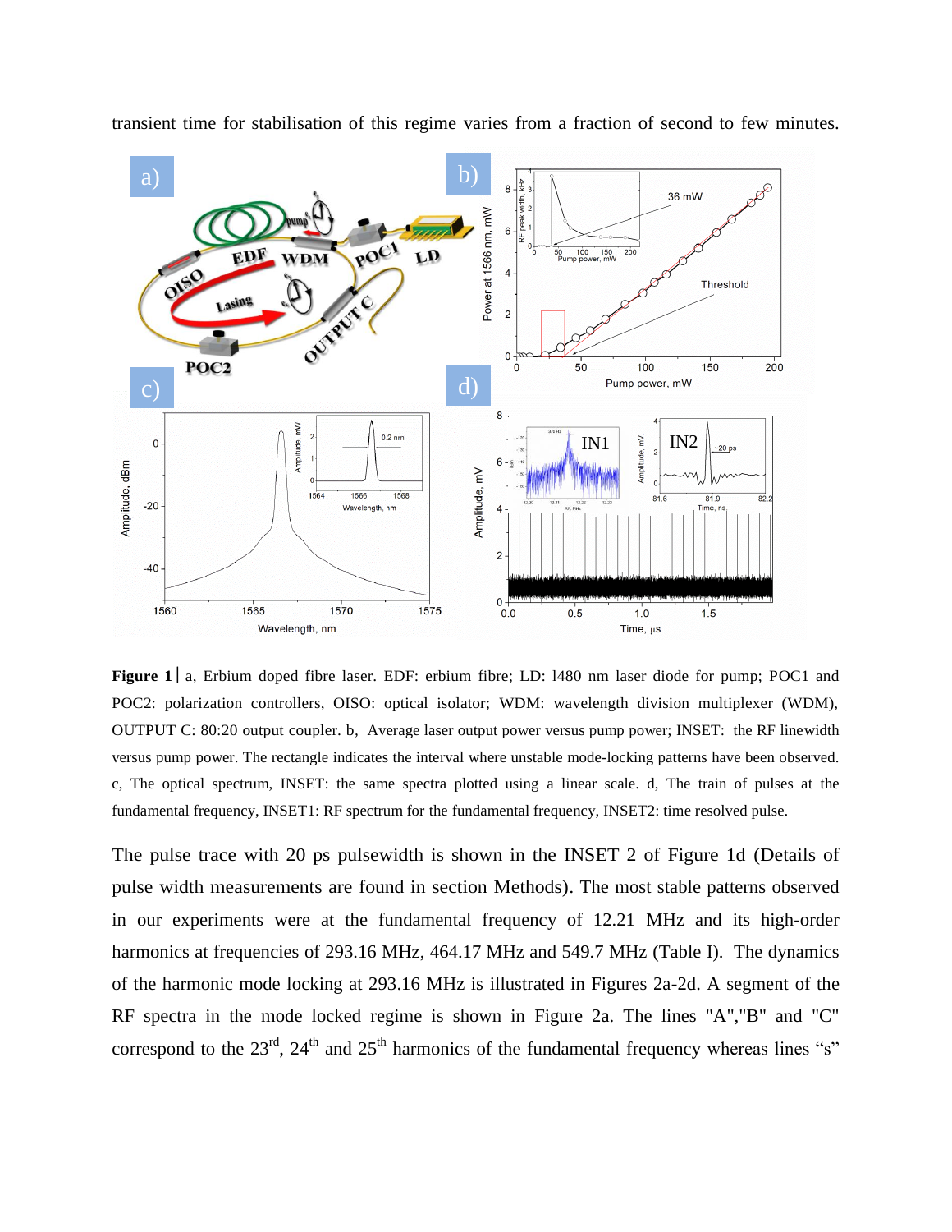transient time for stabilisation of this regime varies from a fraction of second to few minutes.

**Figure 1** | a, Erbium doped fibre laser. EDF: erbium fibre; LD: l480 nm laser diode for pump; POC1 and POC2: polarization controllers, OISO: optical isolator; WDM: wavelength division multiplexer (WDM), OUTPUT C: 80:20 output coupler. b, Average laser output power versus pump power; INSET: the RF linewidth versus pump power. The rectangle indicates the interval where unstable mode-locking patterns have been observed. c, The optical spectrum, INSET: the same spectra plotted using a linear scale. d, The train of pulses at the fundamental frequency, INSET1: RF spectrum for the fundamental frequency, INSET2: time resolved pulse.

The pulse trace with 20 ps pulsewidth is shown in the INSET 2 of Figure 1d (Details of pulse width measurements are found in section Methods). The most stable patterns observed in our experiments were at the fundamental frequency of 12.21 MHz and its high-order harmonics at frequencies of 293.16 MHz, 464.17 MHz and 549.7 MHz (Table I). The dynamics of the harmonic mode locking at 293.16 MHz is illustrated in Figures 2a-2d. A segment of the RF spectra in the mode locked regime is shown in Figure 2a. The lines "A","B" and "C" correspond to the 23rd, 24th and 25th harmonics of the fundamental frequency whereas lines "s"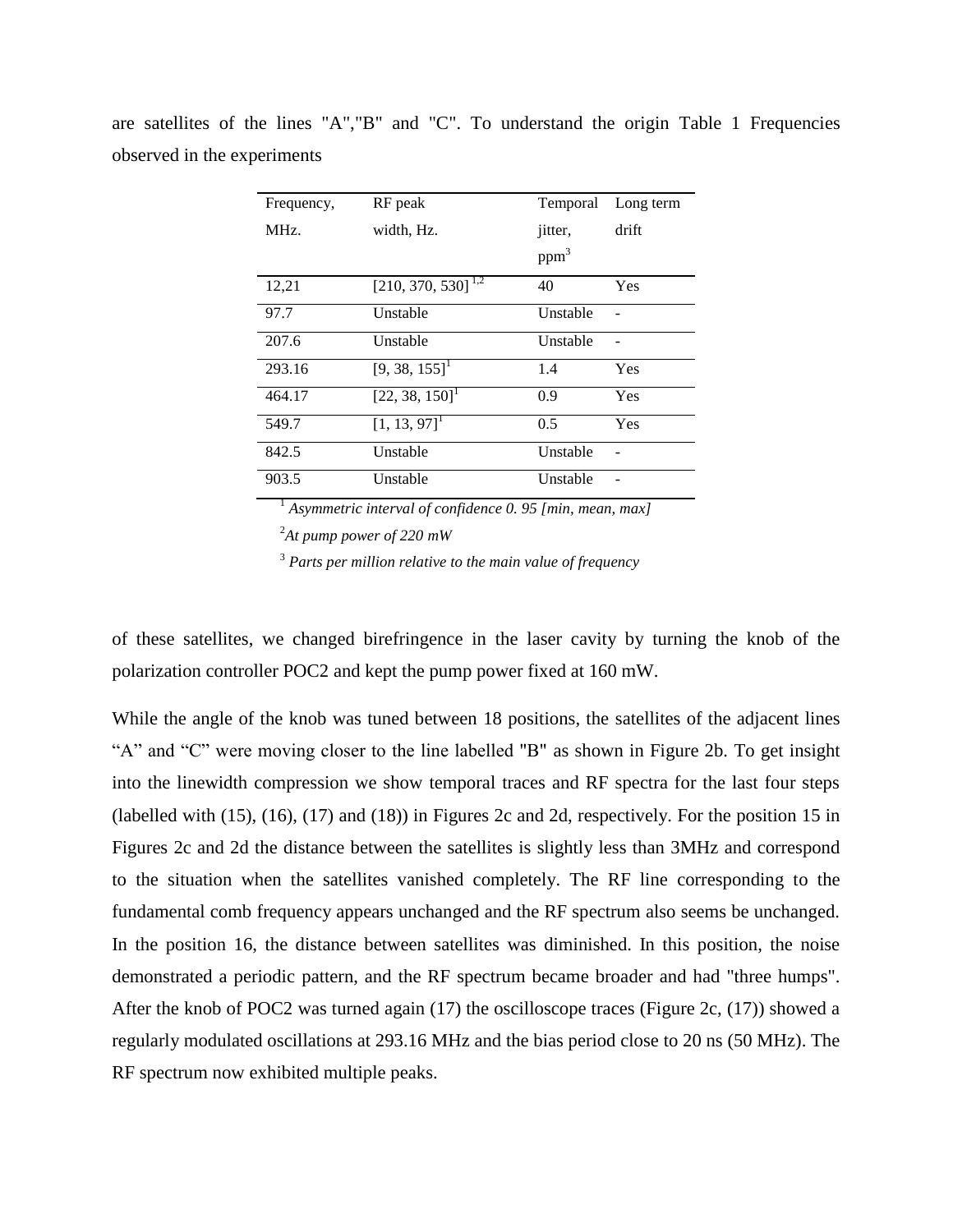are satellites of the lines "A","B" and "C". To understand the origin Table 1 Frequencies observed in the experiments

| Frequency, MHz. | RF peak width, Hz. | Temporal jitter, ppm[3] | Long term drift |
|---|---|---|---|
| 12,21 | [210, 370, 530] [1,2] | 40 | Yes |
| 97.7 | Unstable | Unstable | - |
| 207.6 | Unstable | Unstable | - |
| 293.16 | [9, 38, 155] [1] | 1.4 | Yes |
| 464.17 | [22, 38, 150] [1] | 0.9 | Yes |
| 549.7 | [1, 13, 97] [1] | 0.5 | Yes |
| 842.5 | Unstable | Unstable | - |
| 903.5 | Unstable | Unstable | - |

[1] *Asymmetric interval of confidence 0. 95 [min, mean, max]*

[2] *At pump power of 220 mW*

[3] *Parts per million relative to the main value of frequency*

of these satellites, we changed birefringence in the laser cavity by turning the knob of the polarization controller POC2 and kept the pump power fixed at 160 mW.

While the angle of the knob was tuned between 18 positions, the satellites of the adjacent lines “A” and “C” were moving closer to the line labelled "B" as shown in Figure 2b. To get insight into the linewidth compression we show temporal traces and RF spectra for the last four steps (labelled with (15), (16), (17) and (18)) in Figures 2c and 2d, respectively. For the position 15 in Figures 2c and 2d the distance between the satellites is slightly less than 3MHz and correspond to the situation when the satellites vanished completely. The RF line corresponding to the fundamental comb frequency appears unchanged and the RF spectrum also seems be unchanged. In the position 16, the distance between satellites was diminished. In this position, the noise demonstrated a periodic pattern, and the RF spectrum became broader and had "three humps". After the knob of POC2 was turned again (17) the oscilloscope traces (Figure 2c, (17)) showed a regularly modulated oscillations at 293.16 MHz and the bias period close to 20 ns (50 MHz). The RF spectrum now exhibited multiple peaks.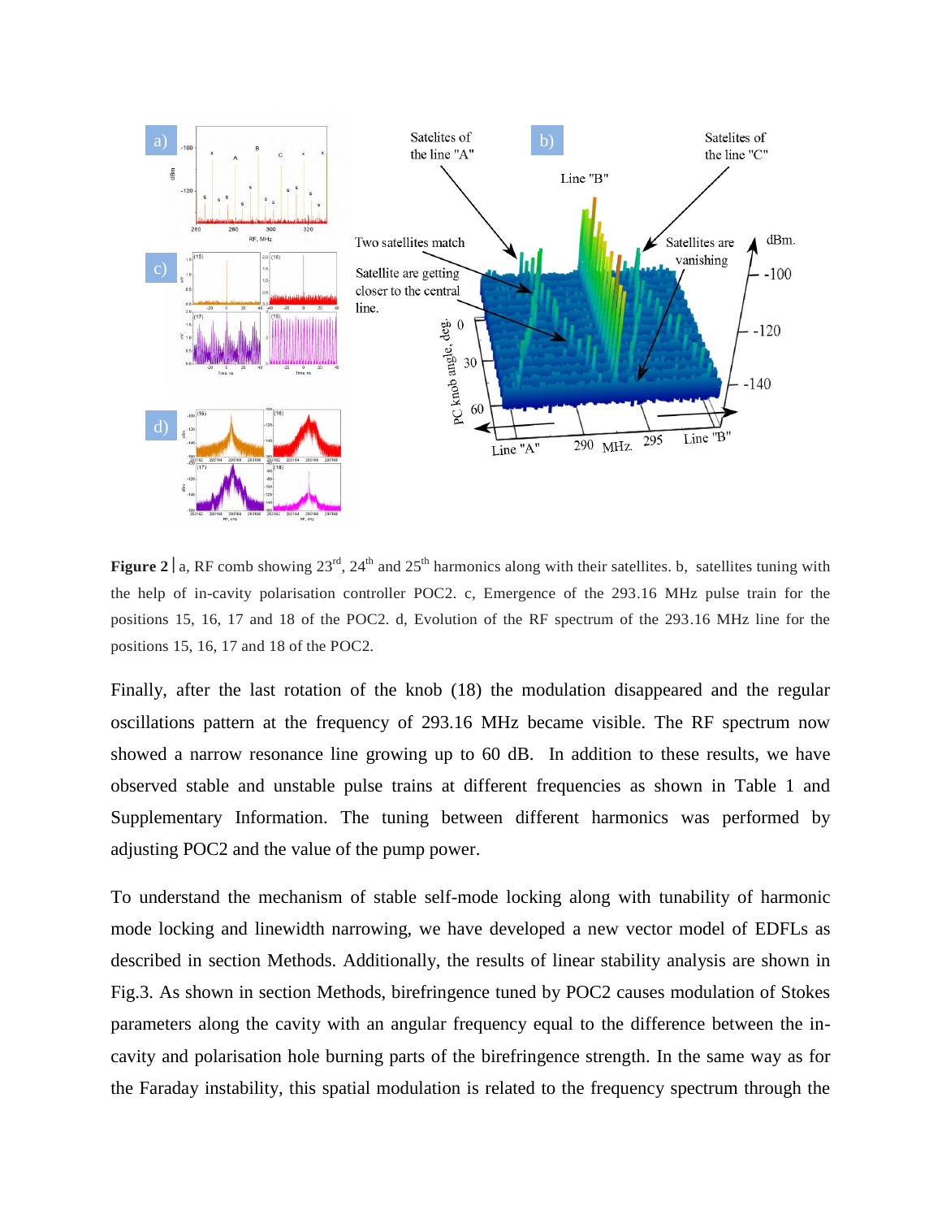**Figure 2** | a, RF comb showing 23rd, 24th and 25th harmonics along with their satellites. b, satellites tuning with the help of in-cavity polarisation controller POC2. c, Emergence of the 293.16 MHz pulse train for the positions 15, 16, 17 and 18 of the POC2. d, Evolution of the RF spectrum of the 293.16 MHz line for the positions 15, 16, 17 and 18 of the POC2.

Finally, after the last rotation of the knob (18) the modulation disappeared and the regular oscillations pattern at the frequency of 293.16 MHz became visible. The RF spectrum now showed a narrow resonance line growing up to 60 dB. In addition to these results, we have observed stable and unstable pulse trains at different frequencies as shown in Table 1 and Supplementary Information. The tuning between different harmonics was performed by adjusting POC2 and the value of the pump power.

To understand the mechanism of stable self-mode locking along with tunability of harmonic mode locking and linewidth narrowing, we have developed a new vector model of EDFLs as described in section Methods. Additionally, the results of linear stability analysis are shown in Fig.3. As shown in section Methods, birefringence tuned by POC2 causes modulation of Stokes parameters along the cavity with an angular frequency equal to the difference between the in-cavity and polarisation hole burning parts of the birefringence strength. In the same way as for the Faraday instability, this spatial modulation is related to the frequency spectrum through the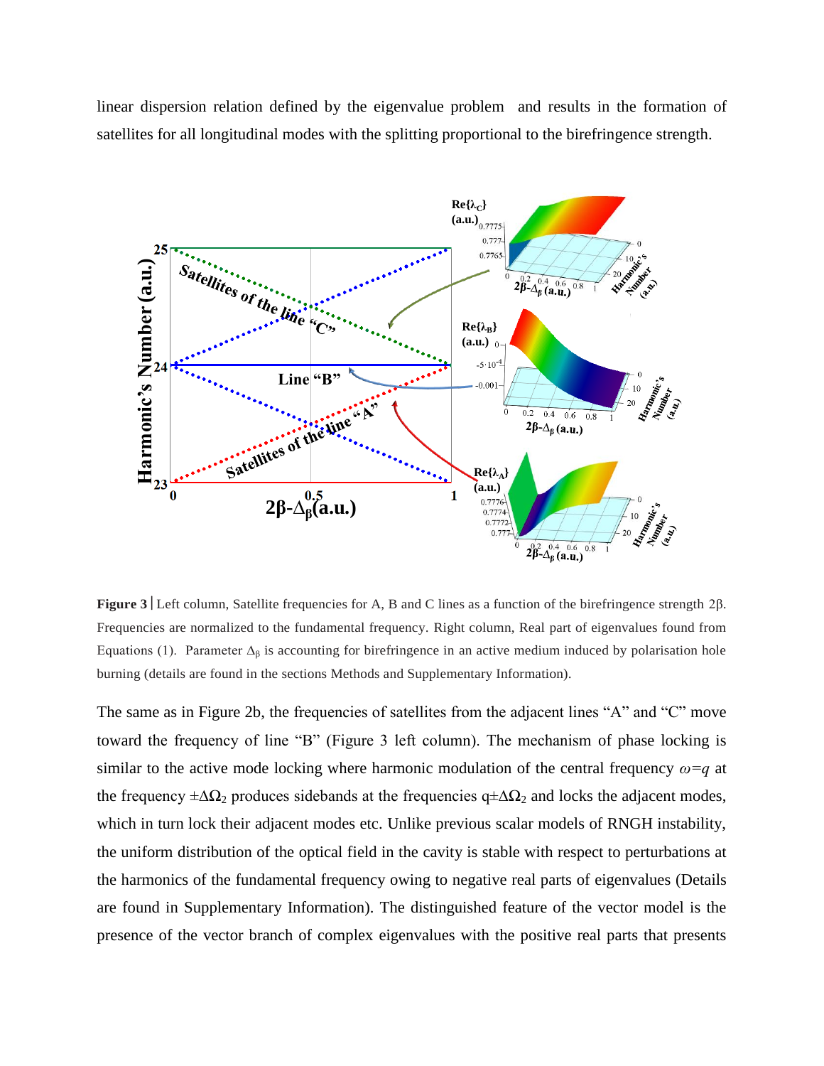linear dispersion relation defined by the eigenvalue problem and results in the formation of satellites for all longitudinal modes with the splitting proportional to the birefringence strength.

**Figure 3**│Left column, Satellite frequencies for A, B and C lines as a function of the birefringence strength 2β. Frequencies are normalized to the fundamental frequency. Right column, Real part of eigenvalues found from Equations (1). Parameter $\Delta_\beta$ is accounting for birefringence in an active medium induced by polarisation hole burning (details are found in the sections Methods and Supplementary Information).

The same as in Figure 2b, the frequencies of satellites from the adjacent lines "A" and "C" move toward the frequency of line "B" (Figure 3 left column). The mechanism of phase locking is similar to the active mode locking where harmonic modulation of the central frequency $\omega=q$ at the frequency $\pm\Delta\Omega_2$ produces sidebands at the frequencies $q\pm\Delta\Omega_2$ and locks the adjacent modes, which in turn lock their adjacent modes etc. Unlike previous scalar models of RNGH instability, the uniform distribution of the optical field in the cavity is stable with respect to perturbations at the harmonics of the fundamental frequency owing to negative real parts of eigenvalues (Details are found in Supplementary Information). The distinguished feature of the vector model is the presence of the vector branch of complex eigenvalues with the positive real parts that presents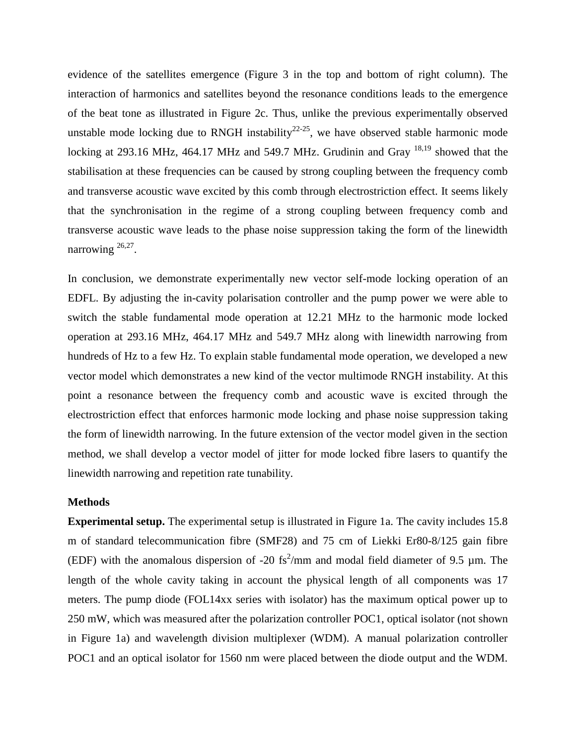evidence of the satellites emergence (Figure 3 in the top and bottom of right column). The interaction of harmonics and satellites beyond the resonance conditions leads to the emergence of the beat tone as illustrated in Figure 2c. Thus, unlike the previous experimentally observed unstable mode locking due to RNGH instability[22-25], we have observed stable harmonic mode locking at 293.16 MHz, 464.17 MHz and 549.7 MHz. Grudinin and Gray [18,19] showed that the stabilisation at these frequencies can be caused by strong coupling between the frequency comb and transverse acoustic wave excited by this comb through electrostriction effect. It seems likely that the synchronisation in the regime of a strong coupling between frequency comb and transverse acoustic wave leads to the phase noise suppression taking the form of the linewidth narrowing [26,27].

In conclusion, we demonstrate experimentally new vector self-mode locking operation of an EDFL. By adjusting the in-cavity polarisation controller and the pump power we were able to switch the stable fundamental mode operation at 12.21 MHz to the harmonic mode locked operation at 293.16 MHz, 464.17 MHz and 549.7 MHz along with linewidth narrowing from hundreds of Hz to a few Hz. To explain stable fundamental mode operation, we developed a new vector model which demonstrates a new kind of the vector multimode RNGH instability. At this point a resonance between the frequency comb and acoustic wave is excited through the electrostriction effect that enforces harmonic mode locking and phase noise suppression taking the form of linewidth narrowing. In the future extension of the vector model given in the section method, we shall develop a vector model of jitter for mode locked fibre lasers to quantify the linewidth narrowing and repetition rate tunability.

## Methods

**Experimental setup.** The experimental setup is illustrated in Figure 1a. The cavity includes 15.8 m of standard telecommunication fibre (SMF28) and 75 cm of Liekki Er80-8/125 gain fibre (EDF) with the anomalous dispersion of -20 $fs^2$/mm and modal field diameter of 9.5 µm. The length of the whole cavity taking in account the physical length of all components was 17 meters. The pump diode (FOL14xx series with isolator) has the maximum optical power up to 250 mW, which was measured after the polarization controller POC1, optical isolator (not shown in Figure 1a) and wavelength division multiplexer (WDM). A manual polarization controller POC1 and an optical isolator for 1560 nm were placed between the diode output and the WDM.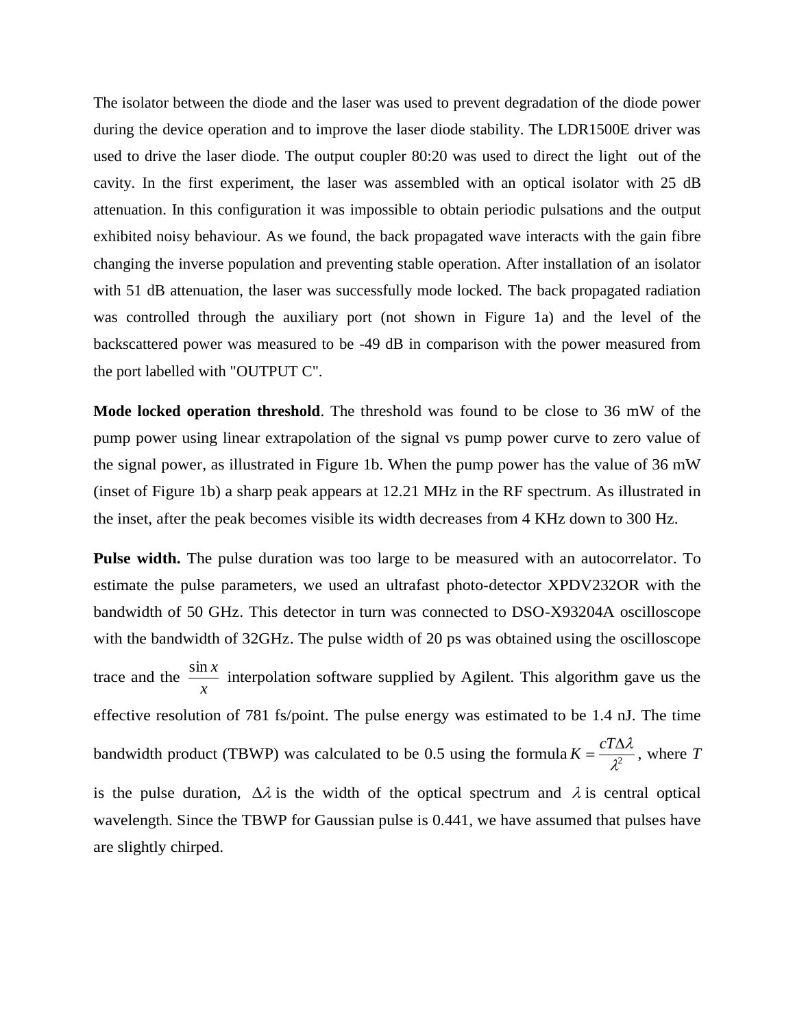The isolator between the diode and the laser was used to prevent degradation of the diode power during the device operation and to improve the laser diode stability. The LDR1500E driver was used to drive the laser diode. The output coupler 80:20 was used to direct the light out of the cavity. In the first experiment, the laser was assembled with an optical isolator with 25 dB attenuation. In this configuration it was impossible to obtain periodic pulsations and the output exhibited noisy behaviour. As we found, the back propagated wave interacts with the gain fibre changing the inverse population and preventing stable operation. After installation of an isolator with 51 dB attenuation, the laser was successfully mode locked. The back propagated radiation was controlled through the auxiliary port (not shown in Figure 1a) and the level of the backscattered power was measured to be -49 dB in comparison with the power measured from the port labelled with "OUTPUT C".

**Mode locked operation threshold**. The threshold was found to be close to 36 mW of the pump power using linear extrapolation of the signal vs pump power curve to zero value of the signal power, as illustrated in Figure 1b. When the pump power has the value of 36 mW (inset of Figure 1b) a sharp peak appears at 12.21 MHz in the RF spectrum. As illustrated in the inset, after the peak becomes visible its width decreases from 4 KHz down to 300 Hz.

**Pulse width.** The pulse duration was too large to be measured with an autocorrelator. To estimate the pulse parameters, we used an ultrafast photo-detector XPDV232OR with the bandwidth of 50 GHz. This detector in turn was connected to DSO-X93204A oscilloscope with the bandwidth of 32GHz. The pulse width of 20 ps was obtained using the oscilloscope trace and the $\frac{\sin x}{x}$ interpolation software supplied by Agilent. This algorithm gave us the effective resolution of 781 fs/point. The pulse energy was estimated to be 1.4 nJ. The time bandwidth product (TBWP) was calculated to be 0.5 using the formula $K = \frac{cT\Delta\lambda}{\lambda^2}$, where $T$ is the pulse duration, $\Delta\lambda$ is the width of the optical spectrum and $\lambda$ is central optical wavelength. Since the TBWP for Gaussian pulse is 0.441, we have assumed that pulses have are slightly chirped.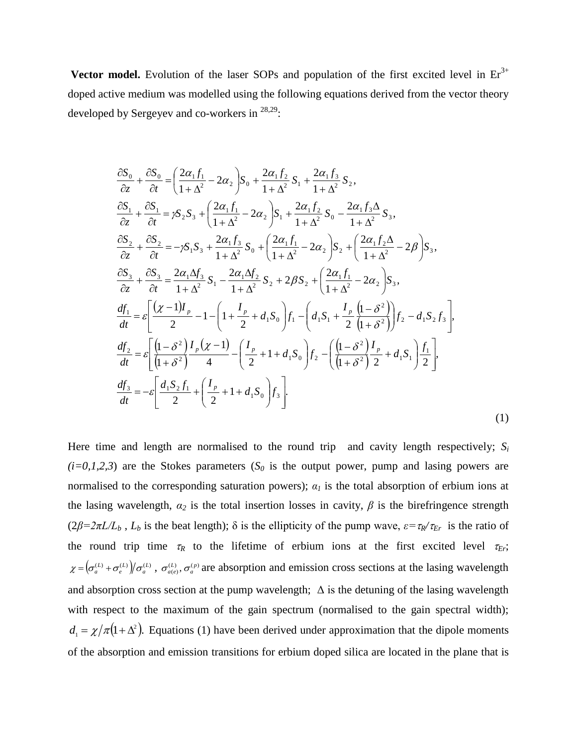**Vector model.** Evolution of the laser SOPs and population of the first excited level in $Er^{3+}$ doped active medium was modelled using the following equations derived from the vector theory developed by Sergeyev and co-workers in [28,29]:

$$
\begin{aligned}
&\frac{\partial S_0}{\partial z}+\frac{\partial S_0}{\partial t}=\left(\frac{2\alpha_1 f_1}{1+\Delta^2}-2\alpha_2\right)S_0+\frac{2\alpha_1 f_2}{1+\Delta^2}S_1+\frac{2\alpha_1 f_3}{1+\Delta^2}S_2,\\
&\frac{\partial S_1}{\partial z}+\frac{\partial S_1}{\partial t}=\gamma S_2 S_3+\left(\frac{2\alpha_1 f_1}{1+\Delta^2}-2\alpha_2\right)S_1+\frac{2\alpha_1 f_2}{1+\Delta^2}S_0-\frac{2\alpha_1 f_3\Delta}{1+\Delta^2}S_3,\\
&\frac{\partial S_2}{\partial z}+\frac{\partial S_2}{\partial t}=-\gamma S_1 S_3+\frac{2\alpha_1 f_3}{1+\Delta^2}S_0+\left(\frac{2\alpha_1 f_1}{1+\Delta^2}-2\alpha_2\right)S_2+\left(\frac{2\alpha_1 f_2\Delta}{1+\Delta^2}-2\beta\right)S_3,\\
&\frac{\partial S_3}{\partial z}+\frac{\partial S_3}{\partial t}=\frac{2\alpha_1\Delta f_3}{1+\Delta^2}S_1-\frac{2\alpha_1\Delta f_2}{1+\Delta^2}S_2+2\beta S_2+\left(\frac{2\alpha_1 f_1}{1+\Delta^2}-2\alpha_2\right)S_3,\\
&\frac{df_1}{dt}=\varepsilon\left[\frac{(\chi-1)I_p}{2}-1-\left(1+\frac{I_p}{2}+d_1S_0\right)f_1-\left(d_1S_1+\frac{I_p}{2}\frac{(1-\delta^2)}{(1+\delta^2)}\right)f_2-d_1S_2f_3\right],\\
&\frac{df_2}{dt}=\varepsilon\left[\frac{(1-\delta^2)}{(1+\delta^2)}\frac{I_p(\chi-1)}{4}-\left(\frac{I_p}{2}+1+d_1S_0\right)f_2-\left(\frac{(1-\delta^2)}{(1+\delta^2)}\frac{I_p}{2}+d_1S_1\right)\frac{f_1}{2}\right],\\
&\frac{df_3}{dt}=-\varepsilon\left[\frac{d_1S_2f_1}{2}+\left(\frac{I_p}{2}+1+d_1S_0\right)f_3\right].
\end{aligned}
\tag{1}
$$

Here time and length are normalised to the round trip and cavity length respectively; $S_i$ $(i=0,1,2,3)$ are the Stokes parameters ($S_0$ is the output power, pump and lasing powers are normalised to the corresponding saturation powers); $\alpha_1$ is the total absorption of erbium ions at the lasing wavelength, $\alpha_2$ is the total insertion losses in cavity, $\beta$ is the birefringence strength ($2\beta=2\pi L/L_b$ , $L_b$ is the beat length); $\delta$ is the ellipticity of the pump wave, $\varepsilon=\tau_R/\tau_{Er}$ is the ratio of the round trip time $\tau_R$ to the lifetime of erbium ions at the first excited level $\tau_{Er}$; $\chi=\left(\sigma_a^{(L)}+\sigma_e^{(L)}\right)/\sigma_a^{(L)}$ , $\sigma_{a(e)}^{(L)},\sigma_a^{(p)}$ are absorption and emission cross sections at the lasing wavelength and absorption cross section at the pump wavelength; $\Delta$ is the detuning of the lasing wavelength with respect to the maximum of the gain spectrum (normalised to the gain spectral width); $d_1=\chi/\pi\left(1+\Delta^2\right)$. Equations (1) have been derived under approximation that the dipole moments of the absorption and emission transitions for erbium doped silica are located in the plane that is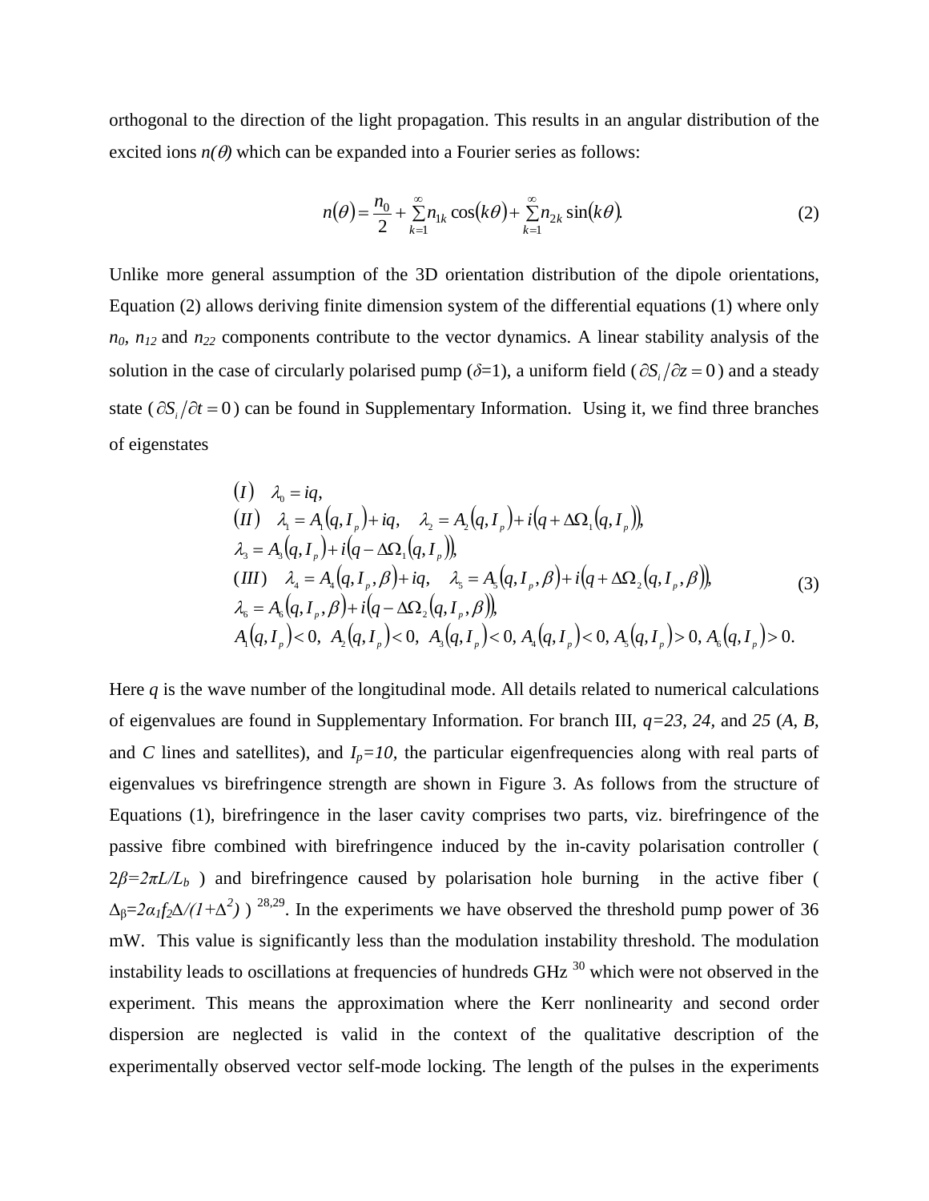orthogonal to the direction of the light propagation. This results in an angular distribution of the excited ions $n(\theta)$ which can be expanded into a Fourier series as follows:

$$n(\theta)=\frac{n_0}{2}+\sum_{k=1}^{\infty} n_{1k}\cos(k\theta)+\sum_{k=1}^{\infty} n_{2k}\sin(k\theta). \tag{2}$$

Unlike more general assumption of the 3D orientation distribution of the dipole orientations, Equation (2) allows deriving finite dimension system of the differential equations (1) where only $n_0$, $n_{12}$ and $n_{22}$ components contribute to the vector dynamics. A linear stability analysis of the solution in the case of circularly polarised pump ($\delta$=1), a uniform field ($\partial S_i/\partial z=0$) and a steady state ($\partial S_i/\partial t=0$) can be found in Supplementary Information. Using it, we find three branches of eigenstates

$$\begin{aligned}
&(I) \quad \lambda_0 = iq,\\
&(II) \quad \lambda_1 = A_1(q,I_p)+iq, \quad \lambda_2 = A_2(q,I_p)+i\left(q+\Delta\Omega_1(q,I_p)\right),\\
&\lambda_3 = A_3(q,I_p)+i\left(q-\Delta\Omega_1(q,I_p)\right),\\
&(III) \quad \lambda_4 = A_4(q,I_p,\beta)+iq, \quad \lambda_5 = A_5(q,I_p,\beta)+i\left(q+\Delta\Omega_2(q,I_p,\beta)\right),\\
&\lambda_6 = A_6(q,I_p,\beta)+i\left(q-\Delta\Omega_2(q,I_p,\beta)\right),\\
&A_1(q,I_p)<0,\ A_2(q,I_p)<0,\ A_3(q,I_p)<0,\ A_4(q,I_p)<0,\ A_5(q,I_p)>0,\ A_6(q,I_p)>0.
\end{aligned} \tag{3}$$

Here $q$ is the wave number of the longitudinal mode. All details related to numerical calculations of eigenvalues are found in Supplementary Information. For branch III, $q=23$, $24$, and $25$ ($A$, $B$, and $C$ lines and satellites), and $I_p=10$, the particular eigenfrequencies along with real parts of eigenvalues vs birefringence strength are shown in Figure 3. As follows from the structure of Equations (1), birefringence in the laser cavity comprises two parts, viz. birefringence of the passive fibre combined with birefringence induced by the in-cavity polarisation controller ($2\beta=2\pi L/L_b$) and birefringence caused by polarisation hole burning in the active fiber ($\Delta_\beta=2\alpha_1 f_2\Delta/(1+\Delta^2)$) [28,29]. In the experiments we have observed the threshold pump power of 36 mW. This value is significantly less than the modulation instability threshold. The modulation instability leads to oscillations at frequencies of hundreds GHz [30] which were not observed in the experiment. This means the approximation where the Kerr nonlinearity and second order dispersion are neglected is valid in the context of the qualitative description of the experimentally observed vector self-mode locking. The length of the pulses in the experiments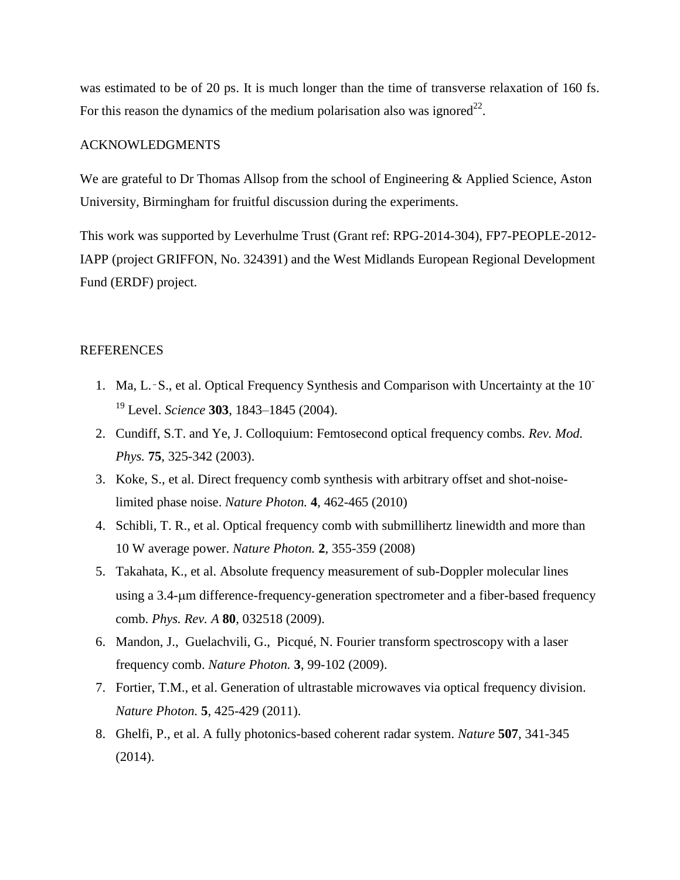was estimated to be of 20 ps. It is much longer than the time of transverse relaxation of 160 fs. For this reason the dynamics of the medium polarisation also was ignored[22].

## ACKNOWLEDGMENTS

We are grateful to Dr Thomas Allsop from the school of Engineering & Applied Science, Aston University, Birmingham for fruitful discussion during the experiments.

This work was supported by Leverhulme Trust (Grant ref: RPG-2014-304), FP7-PEOPLE-2012-IAPP (project GRIFFON, No. 324391) and the West Midlands European Regional Development Fund (ERDF) project.

## REFERENCES

1. Ma, L.‑S., et al. Optical Frequency Synthesis and Comparison with Uncertainty at the $10^{-19}$ Level. *Science* **303**, 1843–1845 (2004).
2. Cundiff, S.T. and Ye, J. Colloquium: Femtosecond optical frequency combs. *Rev. Mod. Phys.* **75**, 325-342 (2003).
3. Koke, S., et al. Direct frequency comb synthesis with arbitrary offset and shot-noise-limited phase noise. *Nature Photon.* **4**, 462-465 (2010)
4. Schibli, T. R., et al. Optical frequency comb with submillihertz linewidth and more than 10 W average power. *Nature Photon.* **2**, 355-359 (2008)
5. Takahata, K., et al. Absolute frequency measurement of sub-Doppler molecular lines using a 3.4-μm difference-frequency-generation spectrometer and a fiber-based frequency comb. *Phys. Rev. A* **80**, 032518 (2009).
6. Mandon, J., Guelachvili, G., Picqué, N. Fourier transform spectroscopy with a laser frequency comb. *Nature Photon.* **3**, 99-102 (2009).
7. Fortier, T.M., et al. Generation of ultrastable microwaves via optical frequency division. *Nature Photon.* **5**, 425-429 (2011).
8. Ghelfi, P., et al. A fully photonics-based coherent radar system. *Nature* **507**, 341-345 (2014).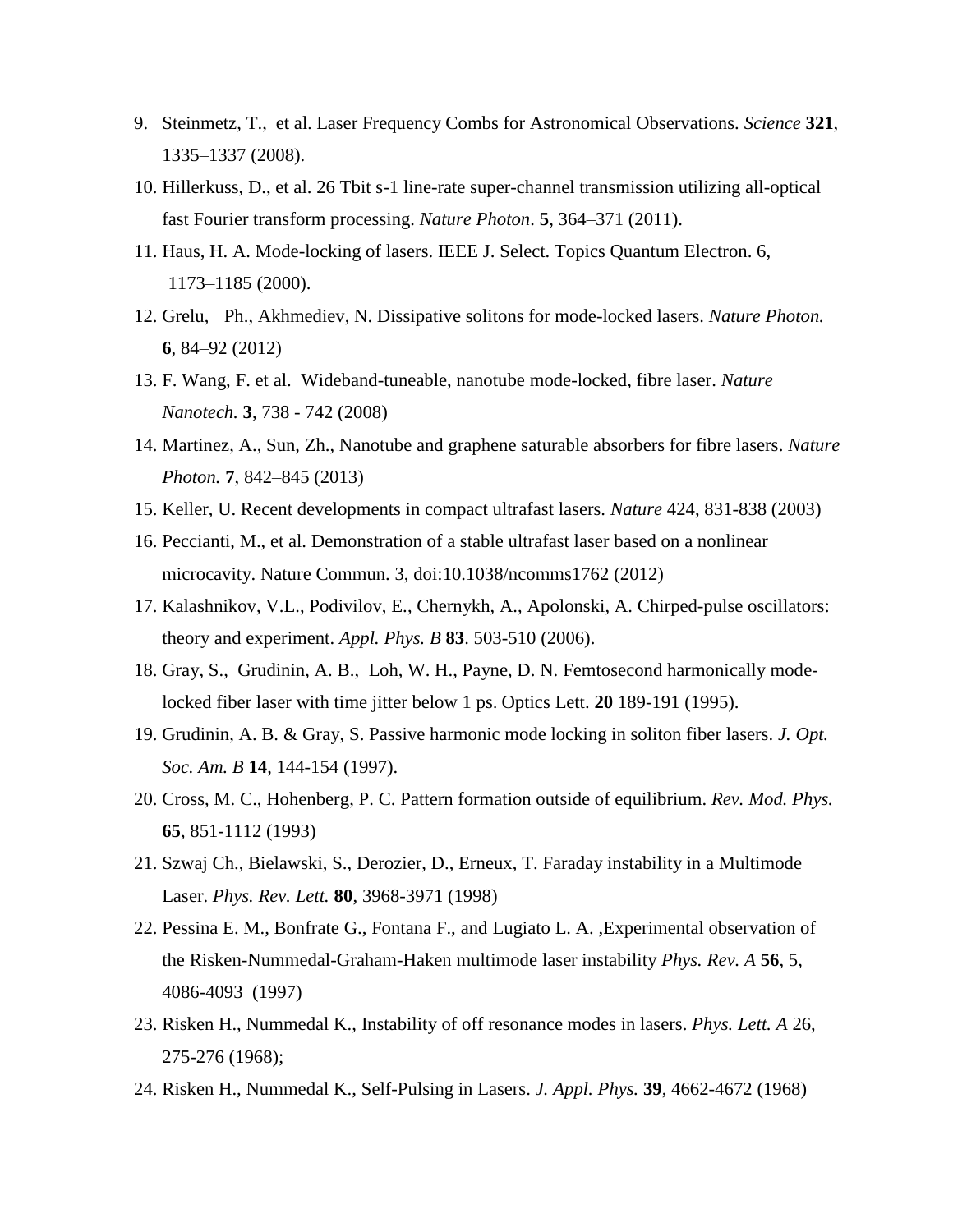9. Steinmetz, T., et al. Laser Frequency Combs for Astronomical Observations. *Science* **321**, 1335–1337 (2008).
10. Hillerkuss, D., et al. 26 Tbit s-1 line-rate super-channel transmission utilizing all-optical fast Fourier transform processing. *Nature Photon*. **5**, 364–371 (2011).
11. Haus, H. A. Mode-locking of lasers. IEEE J. Select. Topics Quantum Electron. 6, 1173–1185 (2000).
12. Grelu, Ph., Akhmediev, N. Dissipative solitons for mode-locked lasers. *Nature Photon.* **6**, 84–92 (2012)
13. F. Wang, F. et al. Wideband-tuneable, nanotube mode-locked, fibre laser. *Nature Nanotech.* **3**, 738 - 742 (2008)
14. Martinez, A., Sun, Zh., Nanotube and graphene saturable absorbers for fibre lasers. *Nature Photon.* **7**, 842–845 (2013)
15. Keller, U. Recent developments in compact ultrafast lasers. *Nature* 424, 831-838 (2003)
16. Peccianti, M., et al. Demonstration of a stable ultrafast laser based on a nonlinear microcavity. Nature Commun. 3, doi:10.1038/ncomms1762 (2012)
17. Kalashnikov, V.L., Podivilov, E., Chernykh, A., Apolonski, A. Chirped-pulse oscillators: theory and experiment. *Appl. Phys. B* **83**. 503-510 (2006).
18. Gray, S., Grudinin, A. B., Loh, W. H., Payne, D. N. Femtosecond harmonically mode-locked fiber laser with time jitter below 1 ps. Optics Lett. **20** 189-191 (1995).
19. Grudinin, A. B. & Gray, S. Passive harmonic mode locking in soliton fiber lasers. *J. Opt. Soc. Am. B* **14**, 144-154 (1997).
20. Cross, M. C., Hohenberg, P. C. Pattern formation outside of equilibrium. *Rev. Mod. Phys.* **65**, 851-1112 (1993)
21. Szwaj Ch., Bielawski, S., Derozier, D., Erneux, T. Faraday instability in a Multimode Laser. *Phys. Rev. Lett.* **80**, 3968-3971 (1998)
22. Pessina E. M., Bonfrate G., Fontana F., and Lugiato L. A. ,Experimental observation of the Risken-Nummedal-Graham-Haken multimode laser instability *Phys. Rev. A* **56**, 5, 4086-4093 (1997)
23. Risken H., Nummedal K., Instability of off resonance modes in lasers. *Phys. Lett. A* 26, 275-276 (1968);
24. Risken H., Nummedal K., Self-Pulsing in Lasers. *J. Appl. Phys.* **39**, 4662-4672 (1968)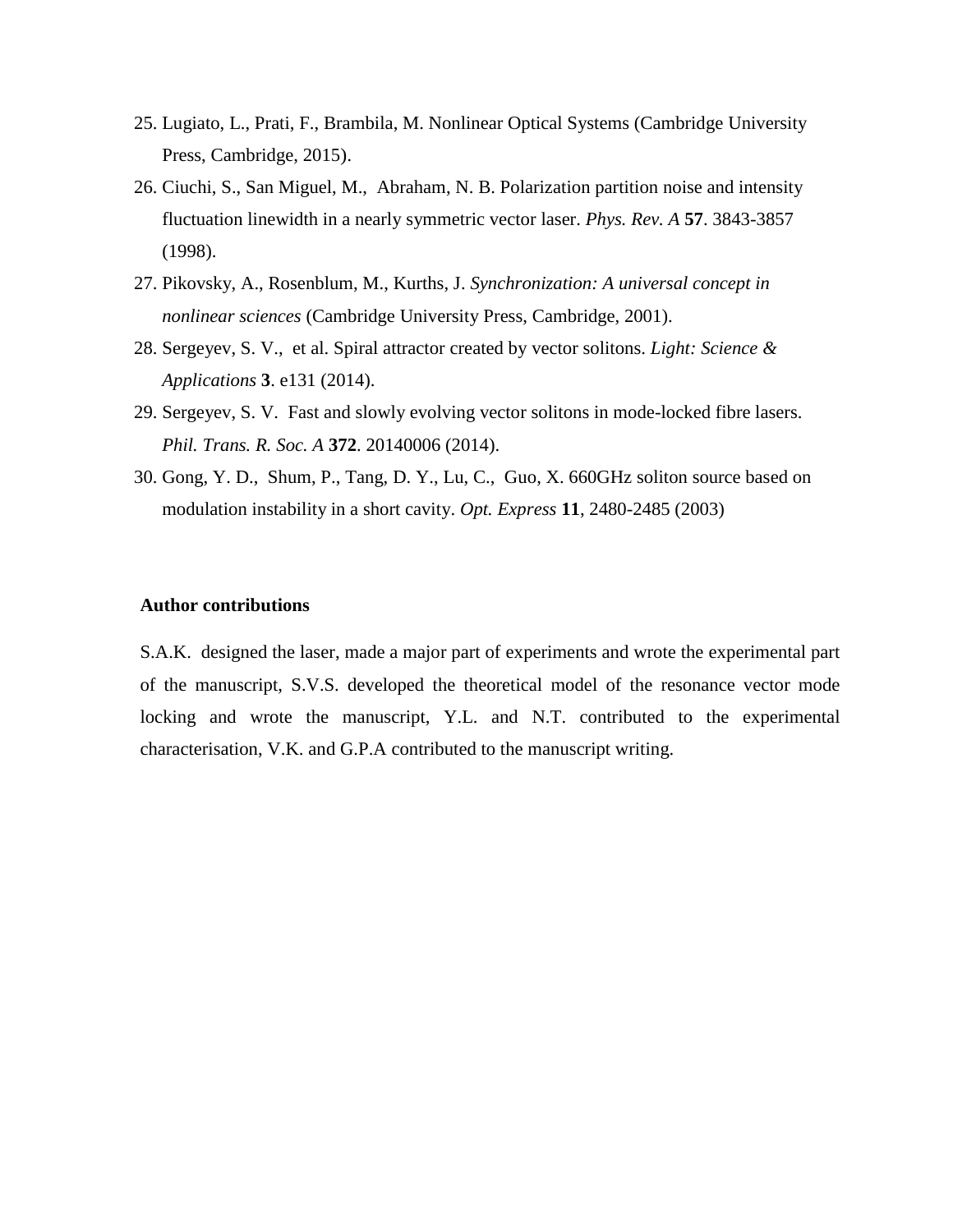25. Lugiato, L., Prati, F., Brambila, M. Nonlinear Optical Systems (Cambridge University Press, Cambridge, 2015).
26. Ciuchi, S., San Miguel, M., Abraham, N. B. Polarization partition noise and intensity fluctuation linewidth in a nearly symmetric vector laser. *Phys. Rev. A* **57**. 3843-3857 (1998).
27. Pikovsky, A., Rosenblum, M., Kurths, J. *Synchronization: A universal concept in nonlinear sciences* (Cambridge University Press, Cambridge, 2001).
28. Sergeyev, S. V., et al. Spiral attractor created by vector solitons. *Light: Science & Applications* **3**. e131 (2014).
29. Sergeyev, S. V. Fast and slowly evolving vector solitons in mode-locked fibre lasers. *Phil. Trans. R. Soc. A* **372**. 20140006 (2014).
30. Gong, Y. D., Shum, P., Tang, D. Y., Lu, C., Guo, X. 660GHz soliton source based on modulation instability in a short cavity. *Opt. Express* **11**, 2480-2485 (2003)

**Author contributions**

S.A.K. designed the laser, made a major part of experiments and wrote the experimental part of the manuscript, S.V.S. developed the theoretical model of the resonance vector mode locking and wrote the manuscript, Y.L. and N.T. contributed to the experimental characterisation, V.K. and G.P.A contributed to the manuscript writing.